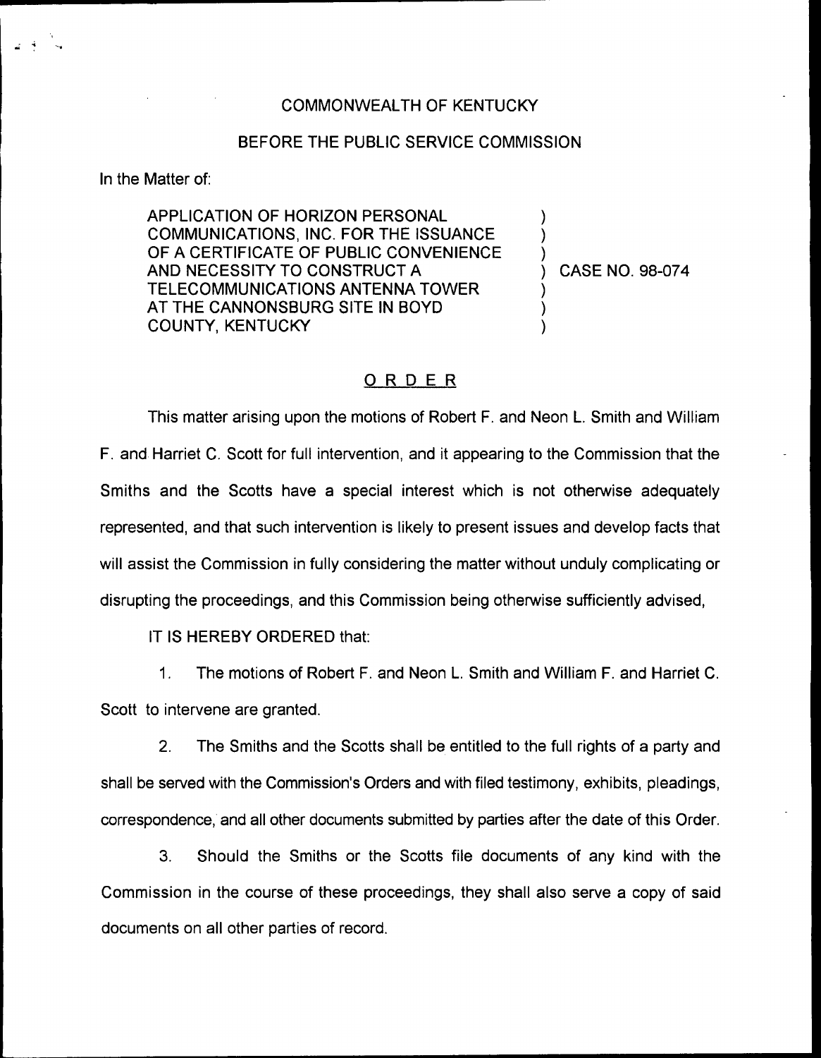COMMONWEALTH OF KENTUCKY

BEFORE THE PUBLIC SERVICE COMMISSION

In the Matter of:

APPLICATION OF HORIZON PERSONAL COMMUNICATIONS, INC. FOR THE ISSUANCE OF A CERTIFICATE OF PUBLIC CONVENIENCE AND NECESSITY TO CONSTRUCT A TELECOMMUNICATIONS ANTENNA TOWER AT THE CANNONSBURG SITE IN BOYD COUNTY, KENTUCKY ) CASE NO. 98-074

## ORDER

This matter arising upon the motions of Robert F. and Neon L. Smith and William F. and Harriet C. Scott for full intervention, and it appearing to the Commission that the Smiths and the Scotts have a special interest which is not otherwise adequately represented, and that such intervention is likely to present issues and develop facts that will assist the Commission in fully considering the matter without unduly complicating or disrupting the proceedings, and this Commission being otherwise sufficiently advised,

IT IS HEREBY ORDERED that:

1. The motions of Robert F. and Neon L. Smith and William F. and Harriet C. Scott to intervene are granted.

2. The Smiths and the Scotts shall be entitled to the full rights of a party and shall be served with the Commission's Orders and with filed testimony, exhibits, pleadings, correspondence, and all other documents submitted by parties after the date of this Order.

3. Should the Smiths or the Scotts file documents of any kind with the Commission in the course of these proceedings, they shall also serve a copy of said documents on all other parties of record.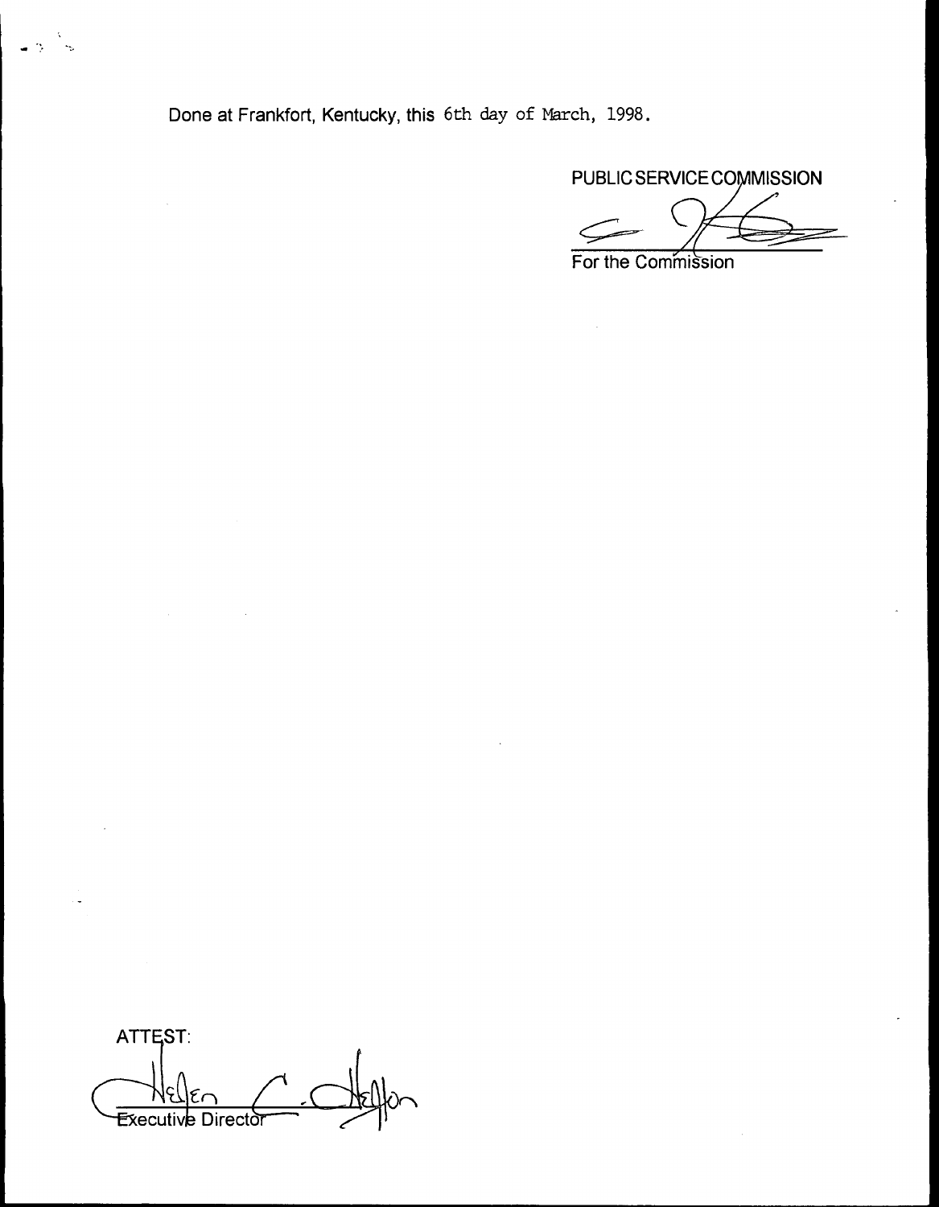Done at Frankfort, Kentucky, this 6th day of March, 1998.

PUBLIC SERVICE COMMISSION

For the Commission

ATTEST:

Executive Director